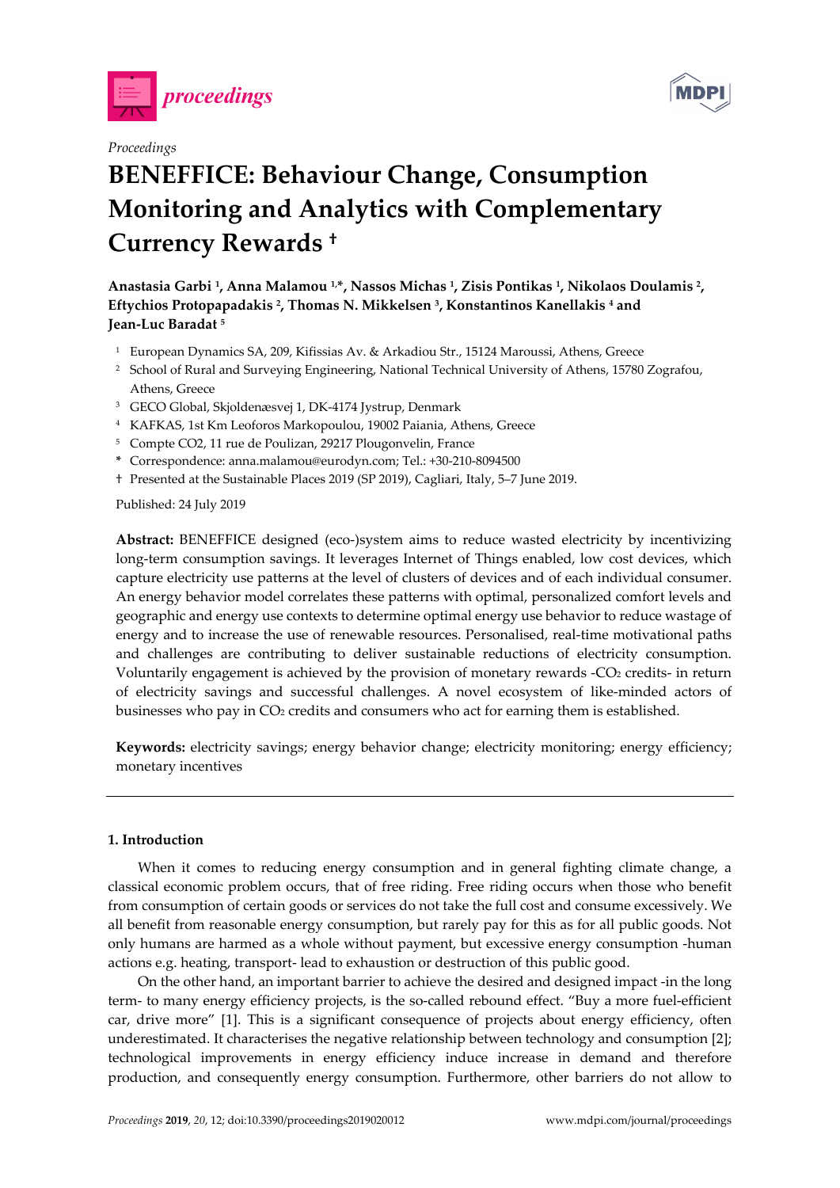*Proceedings*

# BENEFFICE: Behaviour Change, Consumption Monitoring and Analytics with Complementary Currency Rewards †

**Anastasia Garbi [1], Anna Malamou [1,*], Nassos Michas [1], Zisis Pontikas [1], Nikolaos Doulamis [2], Eftychios Protopapadakis [2], Thomas N. Mikkelsen [3], Konstantinos Kanellakis [4] and Jean-Luc Baradat [5]**

1. European Dynamics SA, 209, Kifissias Av. & Arkadiou Str., 15124 Maroussi, Athens, Greece
2. School of Rural and Surveying Engineering, National Technical University of Athens, 15780 Zografou, Athens, Greece
3. GECO Global, Skjoldenæsvej 1, DK-4174 Jystrup, Denmark
4. KAFKAS, 1st Km Leoforos Markopoulou, 19002 Paiania, Athens, Greece
5. Compte CO2, 11 rue de Poulizan, 29217 Plougonvelin, France

\* Correspondence: anna.malamou@eurodyn.com; Tel.: +30-210-8094500

† Presented at the Sustainable Places 2019 (SP 2019), Cagliari, Italy, 5–7 June 2019.

Published: 24 July 2019

**Abstract:** BENEFFICE designed (eco-)system aims to reduce wasted electricity by incentivizing long-term consumption savings. It leverages Internet of Things enabled, low cost devices, which capture electricity use patterns at the level of clusters of devices and of each individual consumer. An energy behavior model correlates these patterns with optimal, personalized comfort levels and geographic and energy use contexts to determine optimal energy use behavior to reduce wastage of energy and to increase the use of renewable resources. Personalised, real-time motivational paths and challenges are contributing to deliver sustainable reductions of electricity consumption. Voluntarily engagement is achieved by the provision of monetary rewards -$CO_2$ credits- in return of electricity savings and successful challenges. A novel ecosystem of like-minded actors of businesses who pay in $CO_2$ credits and consumers who act for earning them is established.

**Keywords:** electricity savings; energy behavior change; electricity monitoring; energy efficiency; monetary incentives

## 1. Introduction

When it comes to reducing energy consumption and in general fighting climate change, a classical economic problem occurs, that of free riding. Free riding occurs when those who benefit from consumption of certain goods or services do not take the full cost and consume excessively. We all benefit from reasonable energy consumption, but rarely pay for this as for all public goods. Not only humans are harmed as a whole without payment, but excessive energy consumption -human actions e.g. heating, transport- lead to exhaustion or destruction of this public good.

On the other hand, an important barrier to achieve the desired and designed impact -in the long term- to many energy efficiency projects, is the so-called rebound effect. "Buy a more fuel-efficient car, drive more" [1]. This is a significant consequence of projects about energy efficiency, often underestimated. It characterises the negative relationship between technology and consumption [2]; technological improvements in energy efficiency induce increase in demand and therefore production, and consequently energy consumption. Furthermore, other barriers do not allow to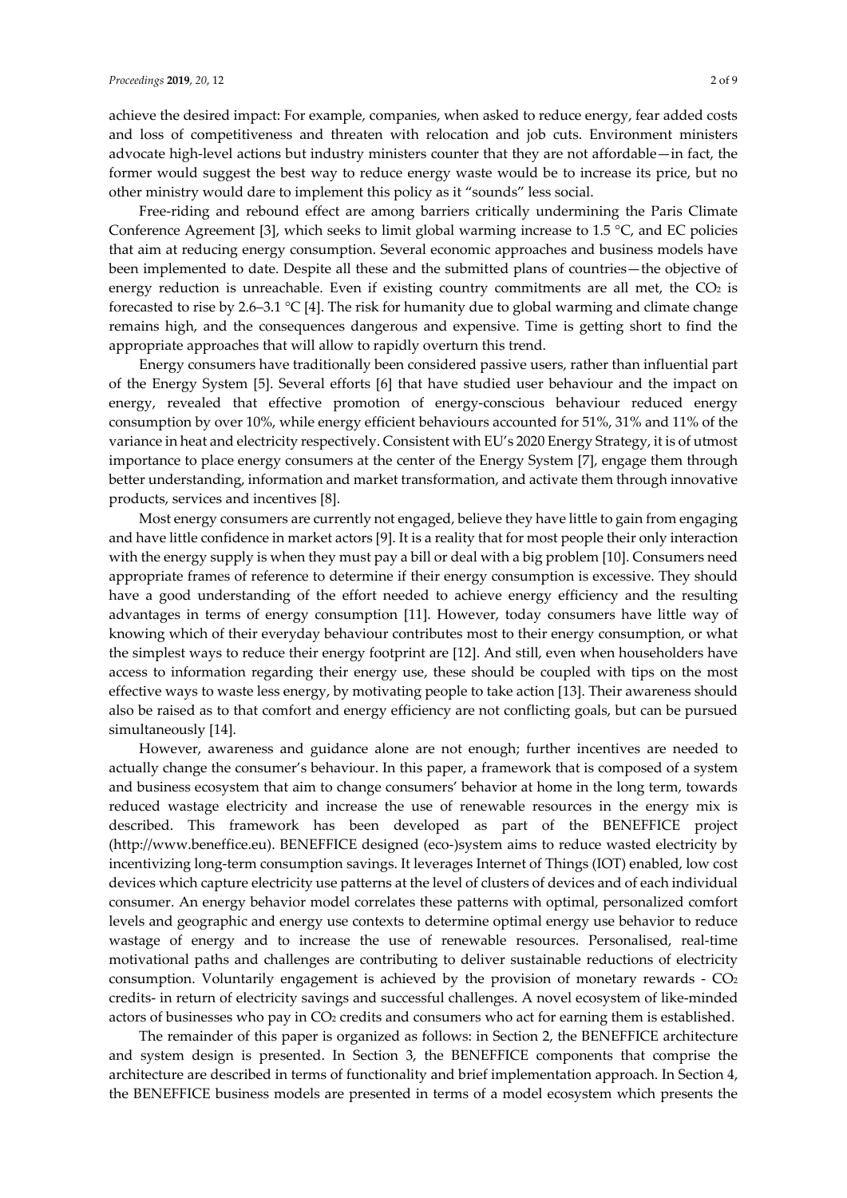achieve the desired impact: For example, companies, when asked to reduce energy, fear added costs and loss of competitiveness and threaten with relocation and job cuts. Environment ministers advocate high-level actions but industry ministers counter that they are not affordable—in fact, the former would suggest the best way to reduce energy waste would be to increase its price, but no other ministry would dare to implement this policy as it "sounds" less social.

Free-riding and rebound effect are among barriers critically undermining the Paris Climate Conference Agreement [3], which seeks to limit global warming increase to 1.5 °C, and EC policies that aim at reducing energy consumption. Several economic approaches and business models have been implemented to date. Despite all these and the submitted plans of countries—the objective of energy reduction is unreachable. Even if existing country commitments are all met, the $CO_2$ is forecasted to rise by 2.6–3.1 °C [4]. The risk for humanity due to global warming and climate change remains high, and the consequences dangerous and expensive. Time is getting short to find the appropriate approaches that will allow to rapidly overturn this trend.

Energy consumers have traditionally been considered passive users, rather than influential part of the Energy System [5]. Several efforts [6] that have studied user behaviour and the impact on energy, revealed that effective promotion of energy-conscious behaviour reduced energy consumption by over 10%, while energy efficient behaviours accounted for 51%, 31% and 11% of the variance in heat and electricity respectively. Consistent with EU's 2020 Energy Strategy, it is of utmost importance to place energy consumers at the center of the Energy System [7], engage them through better understanding, information and market transformation, and activate them through innovative products, services and incentives [8].

Most energy consumers are currently not engaged, believe they have little to gain from engaging and have little confidence in market actors [9]. It is a reality that for most people their only interaction with the energy supply is when they must pay a bill or deal with a big problem [10]. Consumers need appropriate frames of reference to determine if their energy consumption is excessive. They should have a good understanding of the effort needed to achieve energy efficiency and the resulting advantages in terms of energy consumption [11]. However, today consumers have little way of knowing which of their everyday behaviour contributes most to their energy consumption, or what the simplest ways to reduce their energy footprint are [12]. And still, even when householders have access to information regarding their energy use, these should be coupled with tips on the most effective ways to waste less energy, by motivating people to take action [13]. Their awareness should also be raised as to that comfort and energy efficiency are not conflicting goals, but can be pursued simultaneously [14].

However, awareness and guidance alone are not enough; further incentives are needed to actually change the consumer's behaviour. In this paper, a framework that is composed of a system and business ecosystem that aim to change consumers' behavior at home in the long term, towards reduced wastage electricity and increase the use of renewable resources in the energy mix is described. This framework has been developed as part of the BENEFFICE project (http://www.beneffice.eu). BENEFFICE designed (eco-)system aims to reduce wasted electricity by incentivizing long-term consumption savings. It leverages Internet of Things (IOT) enabled, low cost devices which capture electricity use patterns at the level of clusters of devices and of each individual consumer. An energy behavior model correlates these patterns with optimal, personalized comfort levels and geographic and energy use contexts to determine optimal energy use behavior to reduce wastage of energy and to increase the use of renewable resources. Personalised, real-time motivational paths and challenges are contributing to deliver sustainable reductions of electricity consumption. Voluntarily engagement is achieved by the provision of monetary rewards - $CO_2$ credits- in return of electricity savings and successful challenges. A novel ecosystem of like-minded actors of businesses who pay in $CO_2$ credits and consumers who act for earning them is established.

The remainder of this paper is organized as follows: in Section 2, the BENEFFICE architecture and system design is presented. In Section 3, the BENEFFICE components that comprise the architecture are described in terms of functionality and brief implementation approach. In Section 4, the BENEFFICE business models are presented in terms of a model ecosystem which presents the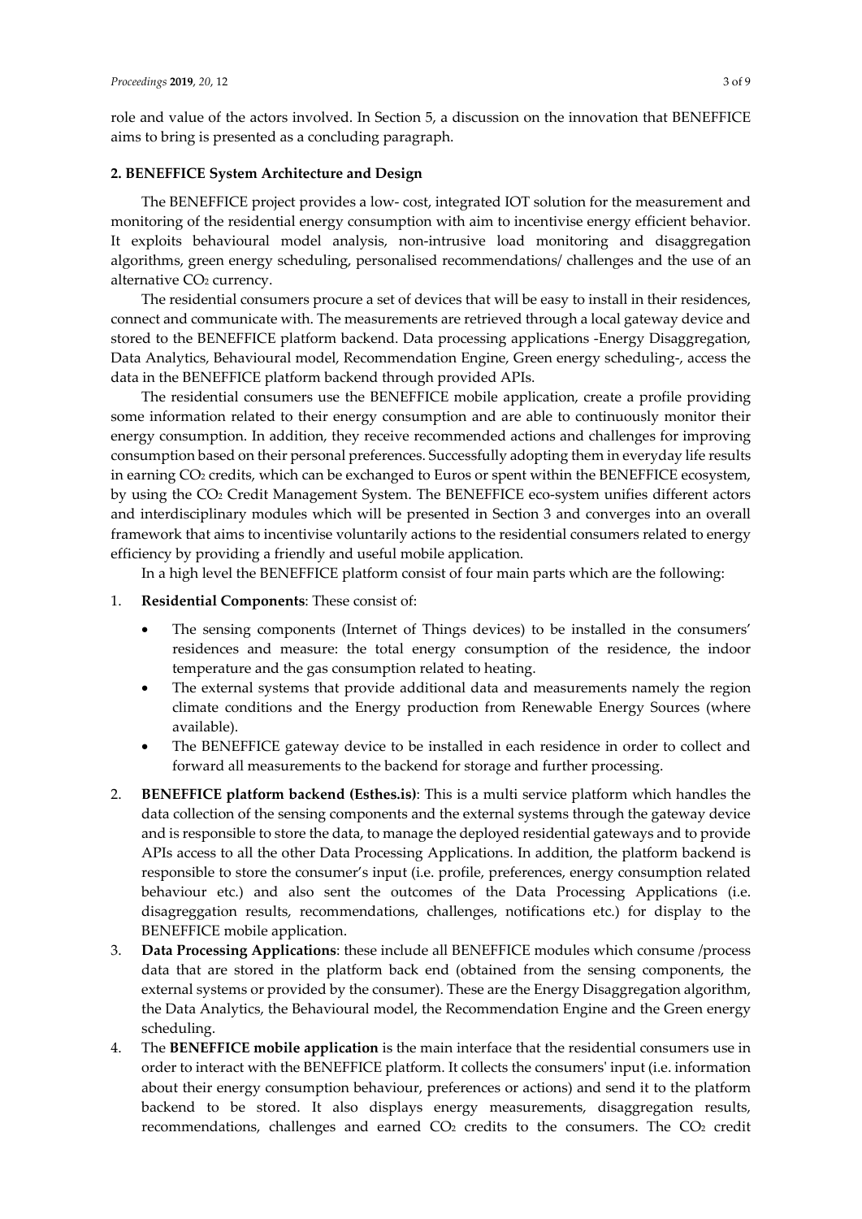role and value of the actors involved. In Section 5, a discussion on the innovation that BENEFFICE aims to bring is presented as a concluding paragraph.

**2. BENEFFICE System Architecture and Design**

The BENEFFICE project provides a low- cost, integrated IOT solution for the measurement and monitoring of the residential energy consumption with aim to incentivise energy efficient behavior. It exploits behavioural model analysis, non-intrusive load monitoring and disaggregation algorithms, green energy scheduling, personalised recommendations/ challenges and the use of an alternative $CO_2$ currency.

The residential consumers procure a set of devices that will be easy to install in their residences, connect and communicate with. The measurements are retrieved through a local gateway device and stored to the BENEFFICE platform backend. Data processing applications -Energy Disaggregation, Data Analytics, Behavioural model, Recommendation Engine, Green energy scheduling-, access the data in the BENEFFICE platform backend through provided APIs.

The residential consumers use the BENEFFICE mobile application, create a profile providing some information related to their energy consumption and are able to continuously monitor their energy consumption. In addition, they receive recommended actions and challenges for improving consumption based on their personal preferences. Successfully adopting them in everyday life results in earning $CO_2$ credits, which can be exchanged to Euros or spent within the BENEFFICE ecosystem, by using the $CO_2$ Credit Management System. The BENEFFICE eco-system unifies different actors and interdisciplinary modules which will be presented in Section 3 and converges into an overall framework that aims to incentivise voluntarily actions to the residential consumers related to energy efficiency by providing a friendly and useful mobile application.

In a high level the BENEFFICE platform consist of four main parts which are the following:

1. **Residential Components**: These consist of:
    - The sensing components (Internet of Things devices) to be installed in the consumers' residences and measure: the total energy consumption of the residence, the indoor temperature and the gas consumption related to heating.
    - The external systems that provide additional data and measurements namely the region climate conditions and the Energy production from Renewable Energy Sources (where available).
    - The BENEFFICE gateway device to be installed in each residence in order to collect and forward all measurements to the backend for storage and further processing.
2. **BENEFFICE platform backend (Esthes.is)**: This is a multi service platform which handles the data collection of the sensing components and the external systems through the gateway device and is responsible to store the data, to manage the deployed residential gateways and to provide APIs access to all the other Data Processing Applications. In addition, the platform backend is responsible to store the consumer's input (i.e. profile, preferences, energy consumption related behaviour etc.) and also sent the outcomes of the Data Processing Applications (i.e. disagreggation results, recommendations, challenges, notifications etc.) for display to the BENEFFICE mobile application.
3. **Data Processing Applications**: these include all BENEFFICE modules which consume /process data that are stored in the platform back end (obtained from the sensing components, the external systems or provided by the consumer). These are the Energy Disaggregation algorithm, the Data Analytics, the Behavioural model, the Recommendation Engine and the Green energy scheduling.
4. The **BENEFFICE mobile application** is the main interface that the residential consumers use in order to interact with the BENEFFICE platform. It collects the consumers' input (i.e. information about their energy consumption behaviour, preferences or actions) and send it to the platform backend to be stored. It also displays energy measurements, disaggregation results, recommendations, challenges and earned $CO_2$ credits to the consumers. The $CO_2$ credit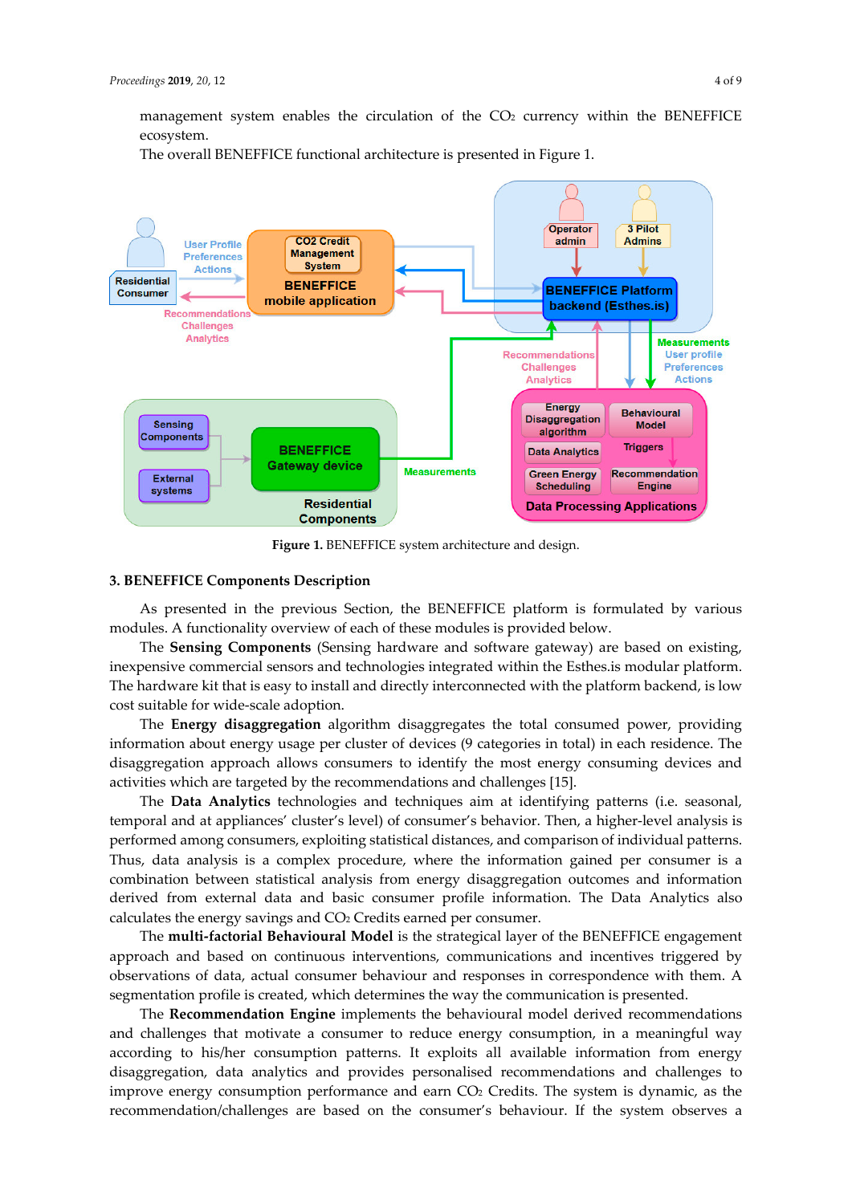management system enables the circulation of the $CO_2$ currency within the BENEFFICE ecosystem.

The overall BENEFFICE functional architecture is presented in Figure 1.

**Figure 1.** BENEFFICE system architecture and design.

### 3. BENEFFICE Components Description

As presented in the previous Section, the BENEFFICE platform is formulated by various modules. A functionality overview of each of these modules is provided below.

The **Sensing Components** (Sensing hardware and software gateway) are based on existing, inexpensive commercial sensors and technologies integrated within the Esthes.is modular platform. The hardware kit that is easy to install and directly interconnected with the platform backend, is low cost suitable for wide-scale adoption.

The **Energy disaggregation** algorithm disaggregates the total consumed power, providing information about energy usage per cluster of devices (9 categories in total) in each residence. The disaggregation approach allows consumers to identify the most energy consuming devices and activities which are targeted by the recommendations and challenges [15].

The **Data Analytics** technologies and techniques aim at identifying patterns (i.e. seasonal, temporal and at appliances' cluster's level) of consumer's behavior. Then, a higher-level analysis is performed among consumers, exploiting statistical distances, and comparison of individual patterns. Thus, data analysis is a complex procedure, where the information gained per consumer is a combination between statistical analysis from energy disaggregation outcomes and information derived from external data and basic consumer profile information. The Data Analytics also calculates the energy savings and $CO_2$ Credits earned per consumer.

The **multi-factorial Behavioural Model** is the strategical layer of the BENEFFICE engagement approach and based on continuous interventions, communications and incentives triggered by observations of data, actual consumer behaviour and responses in correspondence with them. A segmentation profile is created, which determines the way the communication is presented.

The **Recommendation Engine** implements the behavioural model derived recommendations and challenges that motivate a consumer to reduce energy consumption, in a meaningful way according to his/her consumption patterns. It exploits all available information from energy disaggregation, data analytics and provides personalised recommendations and challenges to improve energy consumption performance and earn $CO_2$ Credits. The system is dynamic, as the recommendation/challenges are based on the consumer's behaviour. If the system observes a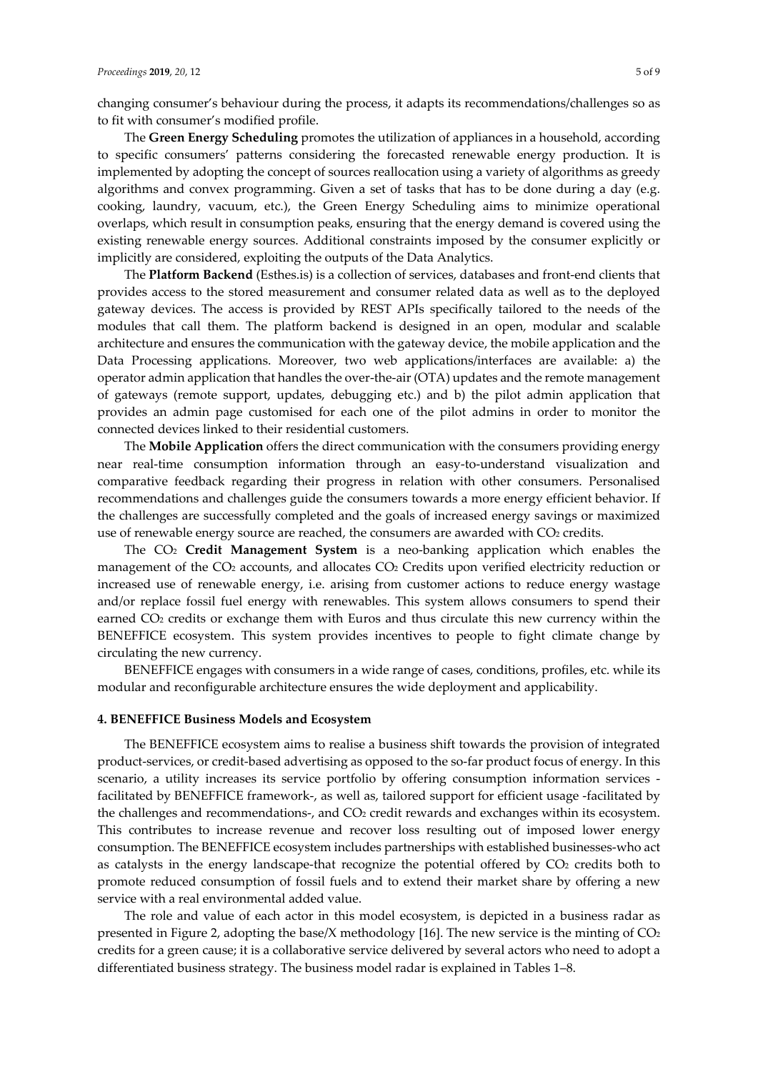changing consumer's behaviour during the process, it adapts its recommendations/challenges so as to fit with consumer's modified profile.

The **Green Energy Scheduling** promotes the utilization of appliances in a household, according to specific consumers' patterns considering the forecasted renewable energy production. It is implemented by adopting the concept of sources reallocation using a variety of algorithms as greedy algorithms and convex programming. Given a set of tasks that has to be done during a day (e.g. cooking, laundry, vacuum, etc.), the Green Energy Scheduling aims to minimize operational overlaps, which result in consumption peaks, ensuring that the energy demand is covered using the existing renewable energy sources. Additional constraints imposed by the consumer explicitly or implicitly are considered, exploiting the outputs of the Data Analytics.

The **Platform Backend** (Esthes.is) is a collection of services, databases and front-end clients that provides access to the stored measurement and consumer related data as well as to the deployed gateway devices. The access is provided by REST APIs specifically tailored to the needs of the modules that call them. The platform backend is designed in an open, modular and scalable architecture and ensures the communication with the gateway device, the mobile application and the Data Processing applications. Moreover, two web applications/interfaces are available: a) the operator admin application that handles the over-the-air (OTA) updates and the remote management of gateways (remote support, updates, debugging etc.) and b) the pilot admin application that provides an admin page customised for each one of the pilot admins in order to monitor the connected devices linked to their residential customers.

The **Mobile Application** offers the direct communication with the consumers providing energy near real-time consumption information through an easy-to-understand visualization and comparative feedback regarding their progress in relation with other consumers. Personalised recommendations and challenges guide the consumers towards a more energy efficient behavior. If the challenges are successfully completed and the goals of increased energy savings or maximized use of renewable energy source are reached, the consumers are awarded with $CO_2$ credits.

The $CO_2$ **Credit Management System** is a neo-banking application which enables the management of the $CO_2$ accounts, and allocates $CO_2$ Credits upon verified electricity reduction or increased use of renewable energy, i.e. arising from customer actions to reduce energy wastage and/or replace fossil fuel energy with renewables. This system allows consumers to spend their earned $CO_2$ credits or exchange them with Euros and thus circulate this new currency within the BENEFFICE ecosystem. This system provides incentives to people to fight climate change by circulating the new currency.

BENEFFICE engages with consumers in a wide range of cases, conditions, profiles, etc. while its modular and reconfigurable architecture ensures the wide deployment and applicability.

## 4. BENEFFICE Business Models and Ecosystem

The BENEFFICE ecosystem aims to realise a business shift towards the provision of integrated product-services, or credit-based advertising as opposed to the so-far product focus of energy. In this scenario, a utility increases its service portfolio by offering consumption information services - facilitated by BENEFFICE framework-, as well as, tailored support for efficient usage -facilitated by the challenges and recommendations-, and $CO_2$ credit rewards and exchanges within its ecosystem. This contributes to increase revenue and recover loss resulting out of imposed lower energy consumption. The BENEFFICE ecosystem includes partnerships with established businesses-who act as catalysts in the energy landscape-that recognize the potential offered by $CO_2$ credits both to promote reduced consumption of fossil fuels and to extend their market share by offering a new service with a real environmental added value.

The role and value of each actor in this model ecosystem, is depicted in a business radar as presented in Figure 2, adopting the base/X methodology [16]. The new service is the minting of $CO_2$ credits for a green cause; it is a collaborative service delivered by several actors who need to adopt a differentiated business strategy. The business model radar is explained in Tables 1–8.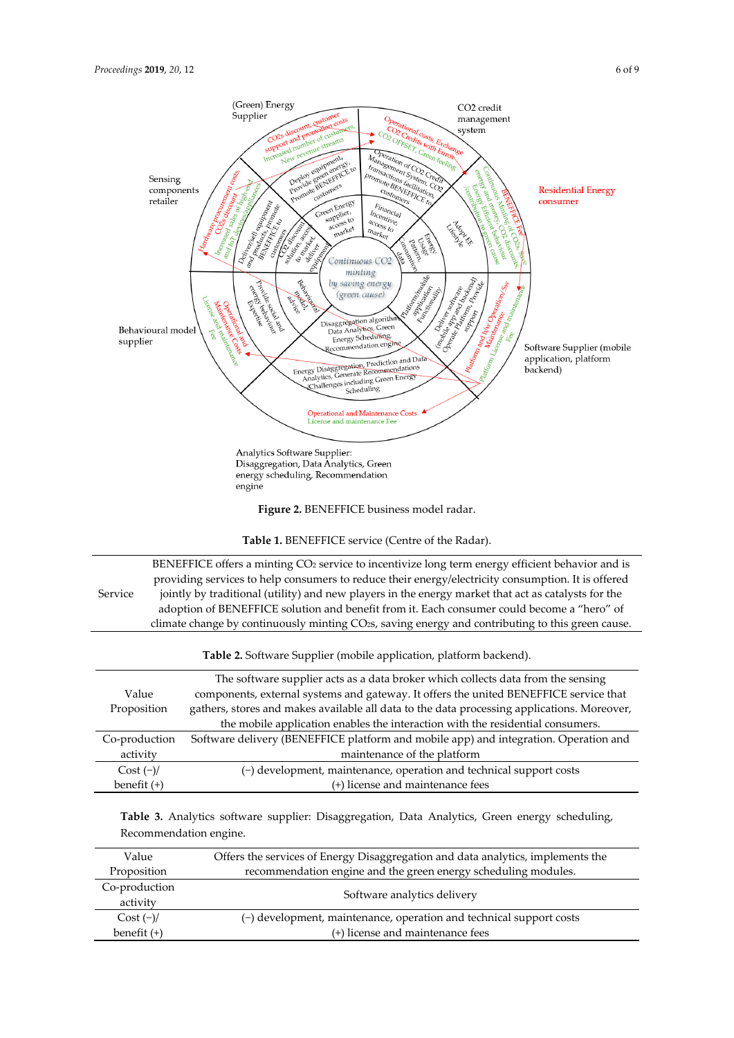**Figure 2.** BENEFFICE business model radar.

**Table 1.** BENEFFICE service (Centre of the Radar).

| | |
|---|---|
| Service | BENEFFICE offers a minting $CO_2$ service to incentivize long term energy efficient behavior and is providing services to help consumers to reduce their energy/electricity consumption. It is offered jointly by traditional (utility) and new players in the energy market that act as catalysts for the adoption of BENEFFICE solution and benefit from it. Each consumer could become a "hero" of climate change by continuously minting $CO_2$s, saving energy and contributing to this green cause. |

**Table 2.** Software Supplier (mobile application, platform backend).

| | |
|---|---|
| Value Proposition | The software supplier acts as a data broker which collects data from the sensing components, external systems and gateway. It offers the united BENEFFICE service that gathers, stores and makes available all data to the data processing applications. Moreover, the mobile application enables the interaction with the residential consumers. |
| Co-production activity | Software delivery (BENEFFICE platform and mobile app) and integration. Operation and maintenance of the platform |
| Cost (−)/ benefit (+) | (−) development, maintenance, operation and technical support costs<br>(+) license and maintenance fees |

**Table 3.** Analytics software supplier: Disaggregation, Data Analytics, Green energy scheduling, Recommendation engine.

| | |
|---|---|
| Value Proposition | Offers the services of Energy Disaggregation and data analytics, implements the recommendation engine and the green energy scheduling modules. |
| Co-production activity | Software analytics delivery |
| Cost (−)/ benefit (+) | (−) development, maintenance, operation and technical support costs<br>(+) license and maintenance fees |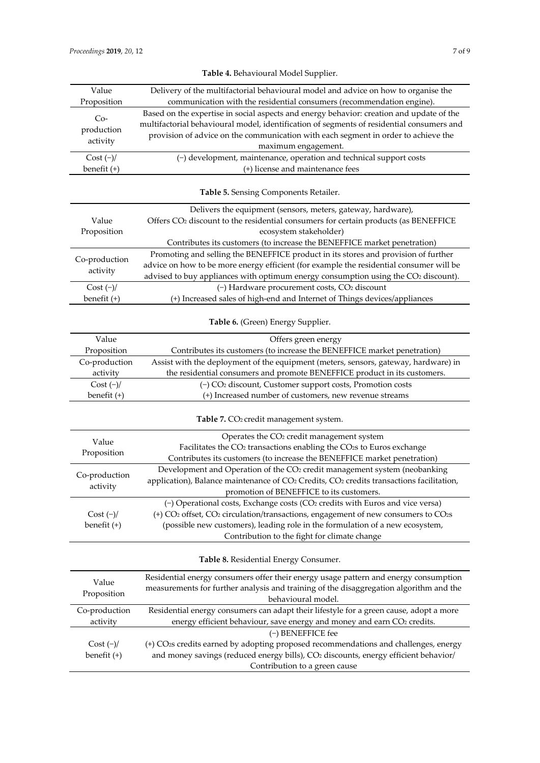**Table 4.** Behavioural Model Supplier.

| | |
|---|---|
| Value Proposition | Delivery of the multifactorial behavioural model and advice on how to organise the communication with the residential consumers (recommendation engine). |
| Co-production activity | Based on the expertise in social aspects and energy behavior: creation and update of the multifactorial behavioural model, identification of segments of residential consumers and provision of advice on the communication with each segment in order to achieve the maximum engagement. |
| Cost (−)/ benefit (+) | (−) development, maintenance, operation and technical support costs (+) license and maintenance fees |

**Table 5.** Sensing Components Retailer.

| | |
|---|---|
| Value Proposition | Delivers the equipment (sensors, meters, gateway, hardware), Offers $CO_2$ discount to the residential consumers for certain products (as BENEFFICE ecosystem stakeholder) Contributes its customers (to increase the BENEFFICE market penetration) |
| Co-production activity | Promoting and selling the BENEFFICE product in its stores and provision of further advice on how to be more energy efficient (for example the residential consumer will be advised to buy appliances with optimum energy consumption using the $CO_2$ discount). |
| Cost (−)/ benefit (+) | (−) Hardware procurement costs, $CO_2$ discount (+) Increased sales of high-end and Internet of Things devices/appliances |

**Table 6.** (Green) Energy Supplier.

| | |
|---|---|
| Value Proposition | Offers green energy Contributes its customers (to increase the BENEFFICE market penetration) |
| Co-production activity | Assist with the deployment of the equipment (meters, sensors, gateway, hardware) in the residential consumers and promote BENEFFICE product in its customers. |
| Cost (−)/ benefit (+) | (−) $CO_2$ discount, Customer support costs, Promotion costs (+) Increased number of customers, new revenue streams |

**Table 7.** $CO_2$ credit management system.

| | |
|---|---|
| Value Proposition | Operates the $CO_2$ credit management system Facilitates the $CO_2$ transactions enabling the $CO_2$s to Euros exchange Contributes its customers (to increase the BENEFFICE market penetration) |
| Co-production activity | Development and Operation of the $CO_2$ credit management system (neobanking application), Balance maintenance of $CO_2$ Credits, $CO_2$ credits transactions facilitation, promotion of BENEFFICE to its customers. |
| Cost (−)/ benefit (+) | (−) Operational costs, Exchange costs ($CO_2$ credits with Euros and vice versa) (+) $CO_2$ offset, $CO_2$ circulation/transactions, engagement of new consumers to $CO_2$s (possible new customers), leading role in the formulation of a new ecosystem, Contribution to the fight for climate change |

**Table 8.** Residential Energy Consumer.

| | |
|---|---|
| Value Proposition | Residential energy consumers offer their energy usage pattern and energy consumption measurements for further analysis and training of the disaggregation algorithm and the behavioural model. |
| Co-production activity | Residential energy consumers can adapt their lifestyle for a green cause, adopt a more energy efficient behaviour, save energy and money and earn $CO_2$ credits. |
| Cost (−)/ benefit (+) | (−) BENEFFICE fee (+) $CO_2$s credits earned by adopting proposed recommendations and challenges, energy and money savings (reduced energy bills), $CO_2$ discounts, energy efficient behavior/ Contribution to a green cause |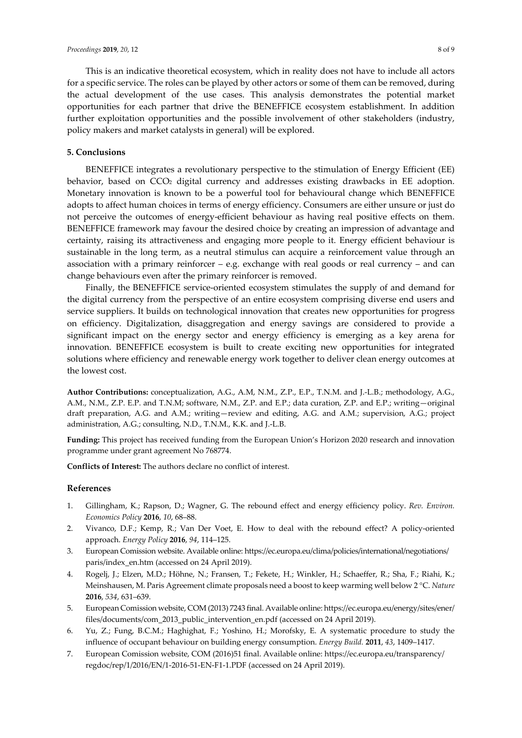This is an indicative theoretical ecosystem, which in reality does not have to include all actors for a specific service. The roles can be played by other actors or some of them can be removed, during the actual development of the use cases. This analysis demonstrates the potential market opportunities for each partner that drive the BENEFFICE ecosystem establishment. In addition further exploitation opportunities and the possible involvement of other stakeholders (industry, policy makers and market catalysts in general) will be explored.

## 5. Conclusions

BENEFFICE integrates a revolutionary perspective to the stimulation of Energy Efficient (EE) behavior, based on $CCO_2$ digital currency and addresses existing drawbacks in EE adoption. Monetary innovation is known to be a powerful tool for behavioural change which BENEFFICE adopts to affect human choices in terms of energy efficiency. Consumers are either unsure or just do not perceive the outcomes of energy-efficient behaviour as having real positive effects on them. BENEFFICE framework may favour the desired choice by creating an impression of advantage and certainty, raising its attractiveness and engaging more people to it. Energy efficient behaviour is sustainable in the long term, as a neutral stimulus can acquire a reinforcement value through an association with a primary reinforcer – e.g. exchange with real goods or real currency – and can change behaviours even after the primary reinforcer is removed.

Finally, the BENEFFICE service-oriented ecosystem stimulates the supply of and demand for the digital currency from the perspective of an entire ecosystem comprising diverse end users and service suppliers. It builds on technological innovation that creates new opportunities for progress on efficiency. Digitalization, disaggregation and energy savings are considered to provide a significant impact on the energy sector and energy efficiency is emerging as a key arena for innovation. BENEFFICE ecosystem is built to create exciting new opportunities for integrated solutions where efficiency and renewable energy work together to deliver clean energy outcomes at the lowest cost.

**Author Contributions:** conceptualization, A.G., A.M, N.M., Z.P., E.P., T.N.M. and J.-L.B.; methodology, A.G., A.M., N.M., Z.P. E.P. and T.N.M; software, N.M., Z.P. and E.P.; data curation, Z.P. and E.P.; writing—original draft preparation, A.G. and A.M.; writing—review and editing, A.G. and A.M.; supervision, A.G.; project administration, A.G.; consulting, N.D., T.N.M., K.K. and J.-L.B.

**Funding:** This project has received funding from the European Union's Horizon 2020 research and innovation programme under grant agreement No 768774.

**Conflicts of Interest:** The authors declare no conflict of interest.

## References

1. Gillingham, K.; Rapson, D.; Wagner, G. The rebound effect and energy efficiency policy. *Rev. Environ. Economics Policy* **2016**, *10*, 68–88.
2. Vivanco, D.F.; Kemp, R.; Van Der Voet, E. How to deal with the rebound effect? A policy-oriented approach. *Energy Policy* **2016**, *94*, 114–125.
3. European Comission website. Available online: https://ec.europa.eu/clima/policies/international/negotiations/paris/index_en.htm (accessed on 24 April 2019).
4. Rogelj, J.; Elzen, M.D.; Höhne, N.; Fransen, T.; Fekete, H.; Winkler, H.; Schaeffer, R.; Sha, F.; Riahi, K.; Meinshausen, M. Paris Agreement climate proposals need a boost to keep warming well below 2 °C. *Nature* **2016**, *534*, 631–639.
5. European Comission website, COM (2013) 7243 final. Available online: https://ec.europa.eu/energy/sites/ener/files/documents/com_2013_public_intervention_en.pdf (accessed on 24 April 2019).
6. Yu, Z.; Fung, B.C.M.; Haghighat, F.; Yoshino, H.; Morofsky, E. A systematic procedure to study the influence of occupant behaviour on building energy consumption. *Energy Build.* **2011**, *43*, 1409–1417.
7. European Comission website, COM (2016)51 final. Available online: https://ec.europa.eu/transparency/regdoc/rep/1/2016/EN/1-2016-51-EN-F1-1.PDF (accessed on 24 April 2019).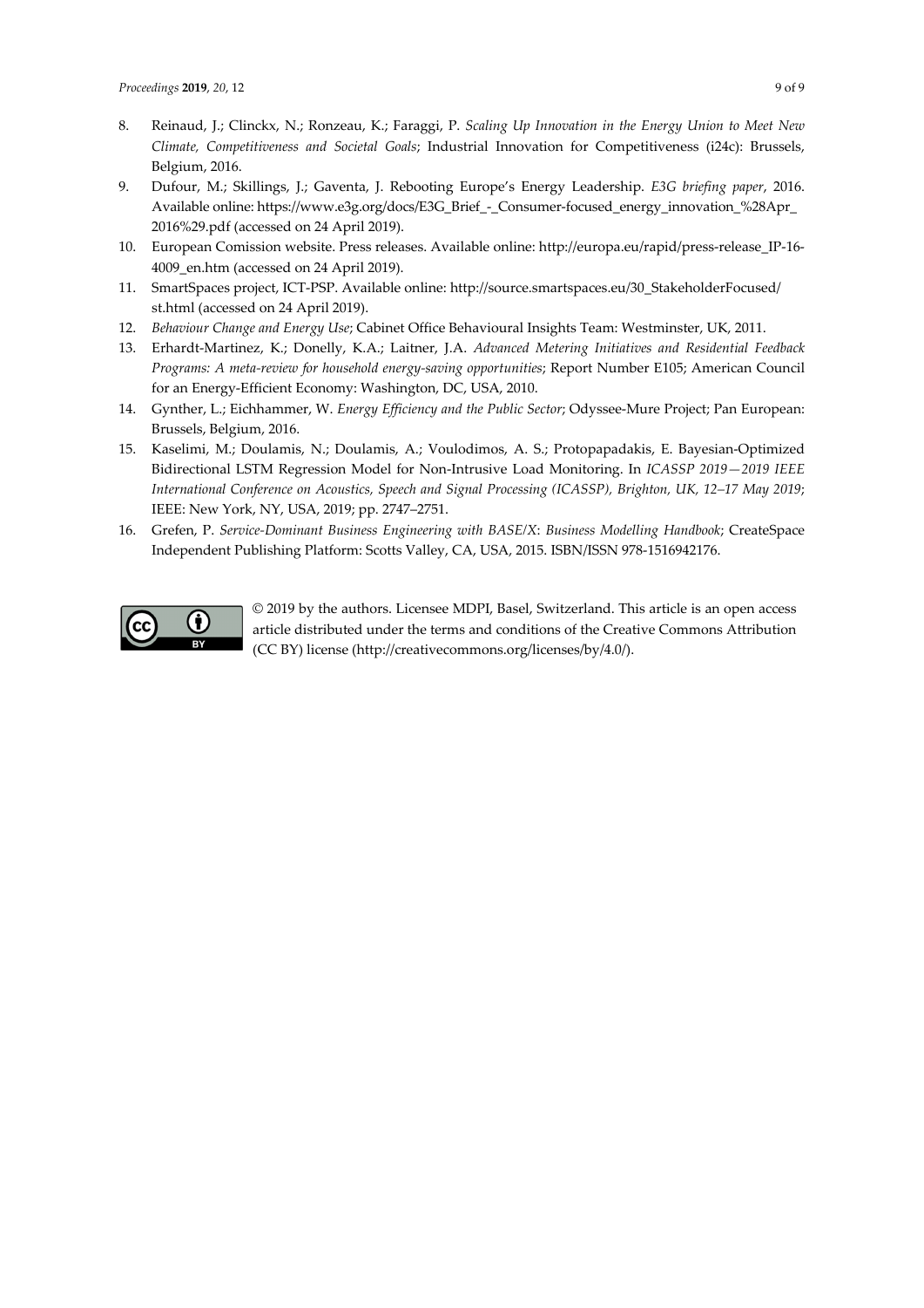8. Reinaud, J.; Clinckx, N.; Ronzeau, K.; Faraggi, P. *Scaling Up Innovation in the Energy Union to Meet New Climate, Competitiveness and Societal Goals*; Industrial Innovation for Competitiveness (i24c): Brussels, Belgium, 2016.
9. Dufour, M.; Skillings, J.; Gaventa, J. Rebooting Europe's Energy Leadership. *E3G briefing paper*, 2016. Available online: https://www.e3g.org/docs/E3G_Brief_-_Consumer-focused_energy_innovation_%28Apr_2016%29.pdf (accessed on 24 April 2019).
10. European Comission website. Press releases. Available online: http://europa.eu/rapid/press-release_IP-16-4009_en.htm (accessed on 24 April 2019).
11. SmartSpaces project, ICT-PSP. Available online: http://source.smartspaces.eu/30_StakeholderFocused/st.html (accessed on 24 April 2019).
12. *Behaviour Change and Energy Use*; Cabinet Office Behavioural Insights Team: Westminster, UK, 2011.
13. Erhardt-Martinez, K.; Donelly, K.A.; Laitner, J.A. *Advanced Metering Initiatives and Residential Feedback Programs: A meta-review for household energy-saving opportunities*; Report Number E105; American Council for an Energy-Efficient Economy: Washington, DC, USA, 2010.
14. Gynther, L.; Eichhammer, W. *Energy Efficiency and the Public Sector*; Odyssee-Mure Project; Pan European: Brussels, Belgium, 2016.
15. Kaselimi, M.; Doulamis, N.; Doulamis, A.; Voulodimos, A. S.; Protopapadakis, E. Bayesian-Optimized Bidirectional LSTM Regression Model for Non-Intrusive Load Monitoring. In *ICASSP 2019—2019 IEEE International Conference on Acoustics, Speech and Signal Processing (ICASSP), Brighton, UK, 12–17 May 2019*; IEEE: New York, NY, USA, 2019; pp. 2747–2751.
16. Grefen, P. *Service-Dominant Business Engineering with BASE/X*: *Business Modelling Handbook*; CreateSpace Independent Publishing Platform: Scotts Valley, CA, USA, 2015. ISBN/ISSN 978-1516942176.

© 2019 by the authors. Licensee MDPI, Basel, Switzerland. This article is an open access article distributed under the terms and conditions of the Creative Commons Attribution (CC BY) license (http://creativecommons.org/licenses/by/4.0/).